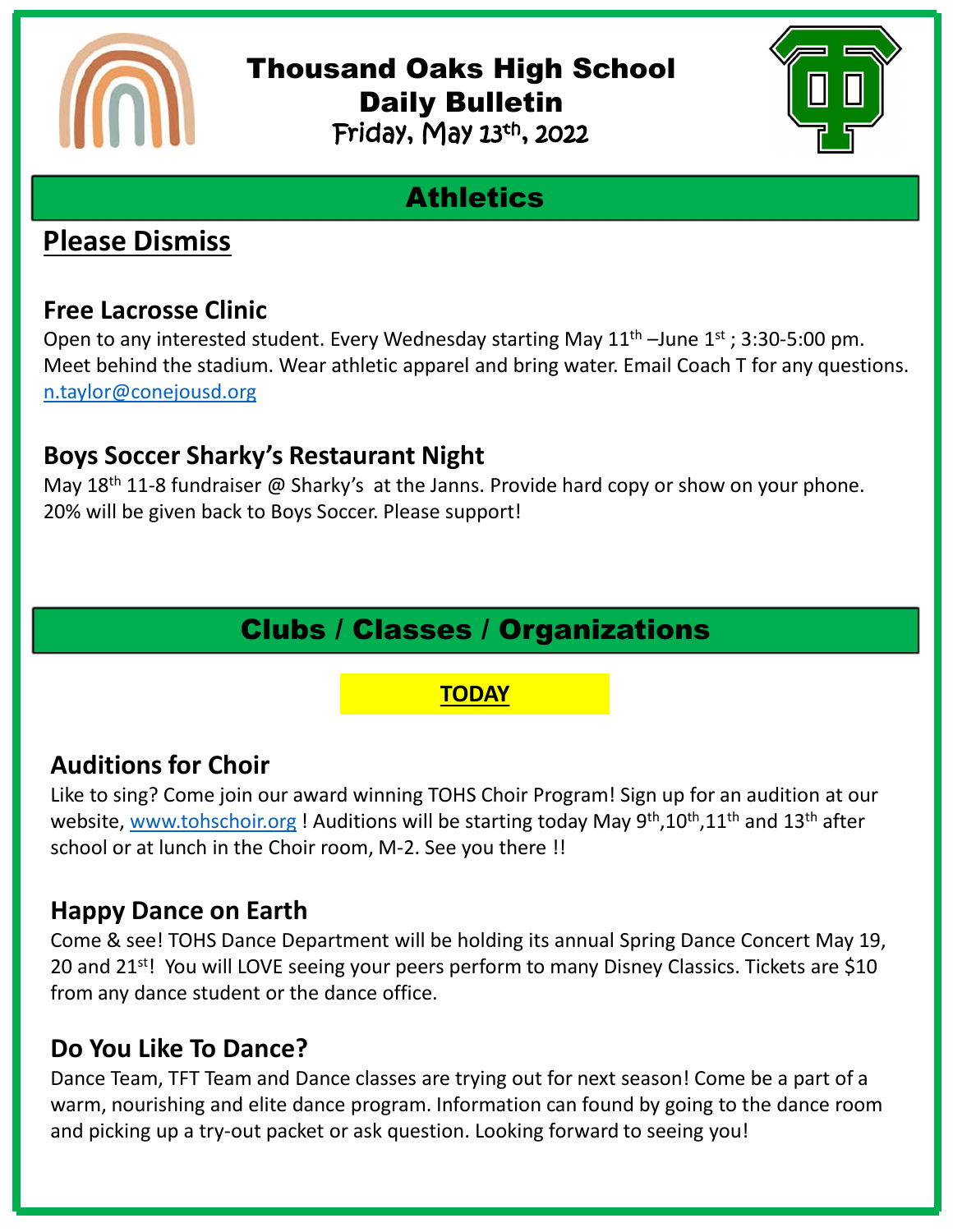# Thousand Oaks High School Daily Bulletin

Friday, May 13th, 2022

## Athletics

### Please Dismiss

### Free Lacrosse Clinic

Open to any interested student. Every Wednesday starting May 11th –June 1st ; 3:30-5:00 pm. Meet behind the stadium. Wear athletic apparel and bring water. Email Coach T for any questions. n.taylor@conejousd.org

### Boys Soccer Sharky's Restaurant Night

May 18th 11-8 fundraiser @ Sharky's at the Janns. Provide hard copy or show on your phone. 20% will be given back to Boys Soccer. Please support!

## Clubs / Classes / Organizations

**TODAY**

### Auditions for Choir

Like to sing? Come join our award winning TOHS Choir Program! Sign up for an audition at our website, www.tohschoir.org ! Auditions will be starting today May 9th,10th,11th and 13th after school or at lunch in the Choir room, M-2. See you there !!

### Happy Dance on Earth

Come & see! TOHS Dance Department will be holding its annual Spring Dance Concert May 19, 20 and 21st! You will LOVE seeing your peers perform to many Disney Classics. Tickets are $10 from any dance student or the dance office.

### Do You Like To Dance?

Dance Team, TFT Team and Dance classes are trying out for next season! Come be a part of a warm, nourishing and elite dance program. Information can found by going to the dance room and picking up a try-out packet or ask question. Looking forward to seeing you!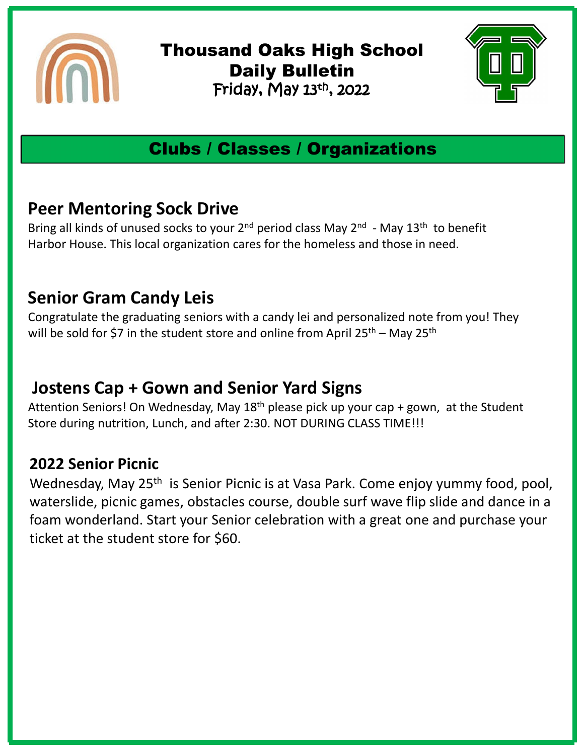# Thousand Oaks High School
# Daily Bulletin
Friday, May 13th, 2022

## Clubs / Classes / Organizations

### Peer Mentoring Sock Drive

Bring all kinds of unused socks to your 2nd period class May 2nd - May 13th to benefit Harbor House. This local organization cares for the homeless and those in need.

### Senior Gram Candy Leis

Congratulate the graduating seniors with a candy lei and personalized note from you! They will be sold for $7 in the student store and online from April 25th – May 25th

### Jostens Cap + Gown and Senior Yard Signs

Attention Seniors! On Wednesday, May 18th please pick up your cap + gown, at the Student Store during nutrition, Lunch, and after 2:30. NOT DURING CLASS TIME!!!

### 2022 Senior Picnic

Wednesday, May 25th is Senior Picnic is at Vasa Park. Come enjoy yummy food, pool, waterslide, picnic games, obstacles course, double surf wave flip slide and dance in a foam wonderland. Start your Senior celebration with a great one and purchase your ticket at the student store for $60.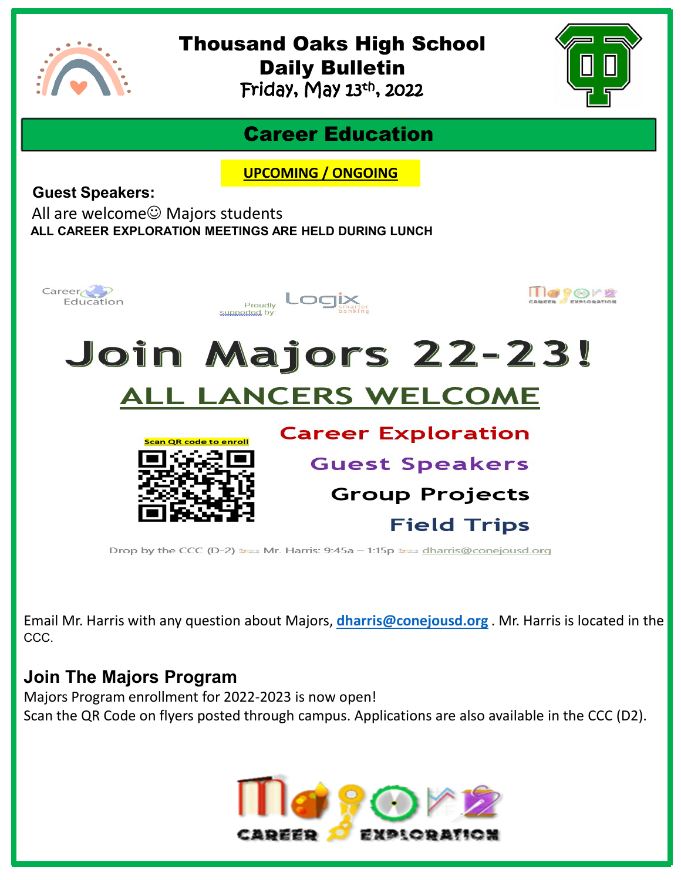# Thousand Oaks High School
## Daily Bulletin
Friday, May 13th, 2022

## Career Education

**UPCOMING / ONGOING**

**Guest Speakers:**

All are welcome☺ Majors students

**ALL CAREER EXPLORATION MEETINGS ARE HELD DURING LUNCH**

Career Education

Proudly supported by: Logix smarter banking

Majors CAREER EXPLORATION

# Join Majors 22-23!

## ALL LANCERS WELCOME

Scan QR code to enroll

Career Exploration

Guest Speakers

Group Projects

Field Trips

Drop by the CCC (D-2) Mr. Harris: 9:45a – 1:15p dharris@conejousd.org

Email Mr. Harris with any question about Majors, **dharris@conejousd.org** . Mr. Harris is located in the CCC.

### Join The Majors Program

Majors Program enrollment for 2022-2023 is now open!

Scan the QR Code on flyers posted through campus. Applications are also available in the CCC (D2).

Majors CAREER EXPLORATION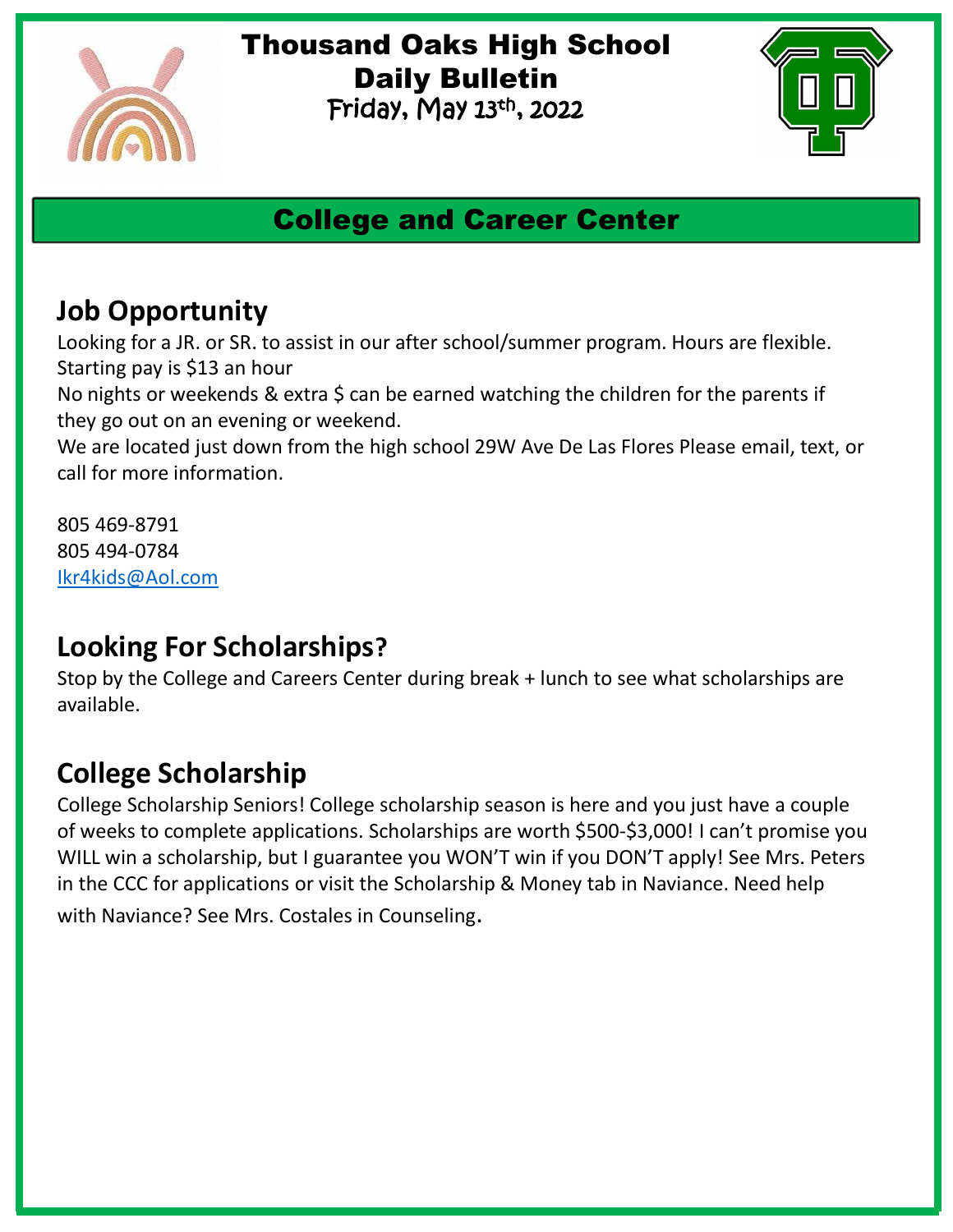# Thousand Oaks High School
# Daily Bulletin
Friday, May 13th, 2022

## College and Career Center

### Job Opportunity

Looking for a JR. or SR. to assist in our after school/summer program. Hours are flexible. Starting pay is $13 an hour

No nights or weekends & extra $ can be earned watching the children for the parents if they go out on an evening or weekend.

We are located just down from the high school 29W Ave De Las Flores Please email, text, or call for more information.

805 469-8791
805 494-0784
Ikr4kids@Aol.com

### Looking For Scholarships?

Stop by the College and Careers Center during break + lunch to see what scholarships are available.

### College Scholarship

College Scholarship Seniors! College scholarship season is here and you just have a couple of weeks to complete applications. Scholarships are worth $500-$3,000! I can't promise you WILL win a scholarship, but I guarantee you WON'T win if you DON'T apply! See Mrs. Peters in the CCC for applications or visit the Scholarship & Money tab in Naviance. Need help with Naviance? See Mrs. Costales in Counseling.